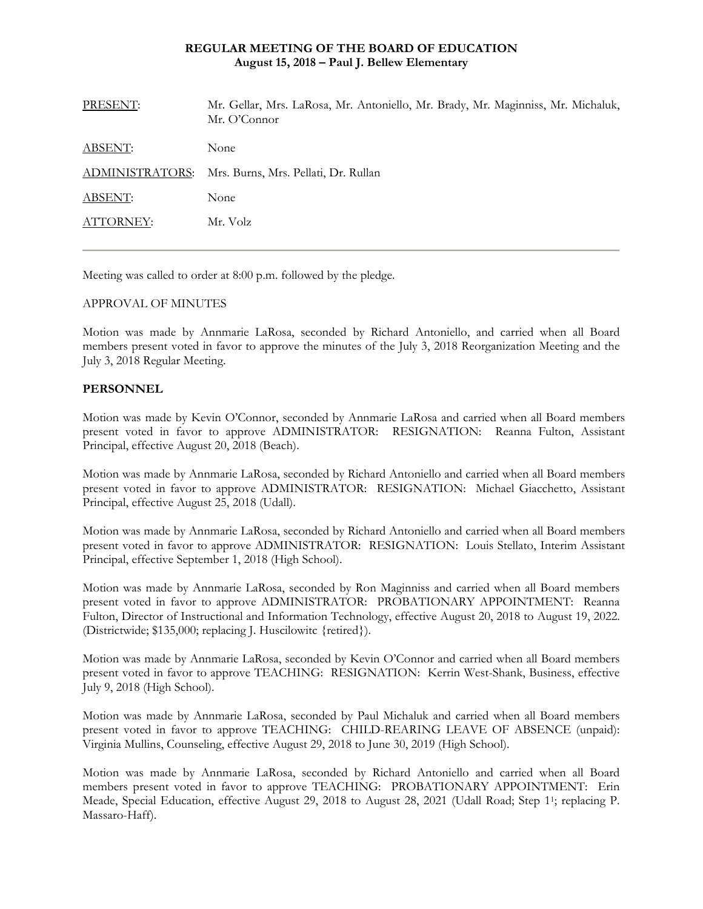**REGULAR MEETING OF THE BOARD OF EDUCATION**
**August 15, 2018 – Paul J. Bellew Elementary**

| | |
|---|---|
| PRESENT: | Mr. Gellar, Mrs. LaRosa, Mr. Antoniello, Mr. Brady, Mr. Maginniss, Mr. Michaluk, Mr. O'Connor |
| ABSENT: | None |
| ADMINISTRATORS: | Mrs. Burns, Mrs. Pellati, Dr. Rullan |
| ABSENT: | None |
| ATTORNEY: | Mr. Volz |

---

Meeting was called to order at 8:00 p.m. followed by the pledge.

APPROVAL OF MINUTES

Motion was made by Annmarie LaRosa, seconded by Richard Antoniello, and carried when all Board members present voted in favor to approve the minutes of the July 3, 2018 Reorganization Meeting and the July 3, 2018 Regular Meeting.

**PERSONNEL**

Motion was made by Kevin O'Connor, seconded by Annmarie LaRosa and carried when all Board members present voted in favor to approve ADMINISTRATOR: RESIGNATION: Reanna Fulton, Assistant Principal, effective August 20, 2018 (Beach).

Motion was made by Annmarie LaRosa, seconded by Richard Antoniello and carried when all Board members present voted in favor to approve ADMINISTRATOR: RESIGNATION: Michael Giacchetto, Assistant Principal, effective August 25, 2018 (Udall).

Motion was made by Annmarie LaRosa, seconded by Richard Antoniello and carried when all Board members present voted in favor to approve ADMINISTRATOR: RESIGNATION: Louis Stellato, Interim Assistant Principal, effective September 1, 2018 (High School).

Motion was made by Annmarie LaRosa, seconded by Ron Maginniss and carried when all Board members present voted in favor to approve ADMINISTRATOR: PROBATIONARY APPOINTMENT: Reanna Fulton, Director of Instructional and Information Technology, effective August 20, 2018 to August 19, 2022. (Districtwide; $135,000; replacing J. Huscilowitc {retired}).

Motion was made by Annmarie LaRosa, seconded by Kevin O'Connor and carried when all Board members present voted in favor to approve TEACHING: RESIGNATION: Kerrin West-Shank, Business, effective July 9, 2018 (High School).

Motion was made by Annmarie LaRosa, seconded by Paul Michaluk and carried when all Board members present voted in favor to approve TEACHING: CHILD-REARING LEAVE OF ABSENCE (unpaid): Virginia Mullins, Counseling, effective August 29, 2018 to June 30, 2019 (High School).

Motion was made by Annmarie LaRosa, seconded by Richard Antoniello and carried when all Board members present voted in favor to approve TEACHING: PROBATIONARY APPOINTMENT: Erin Meade, Special Education, effective August 29, 2018 to August 28, 2021 (Udall Road; Step 1[1]; replacing P. Massaro-Haff).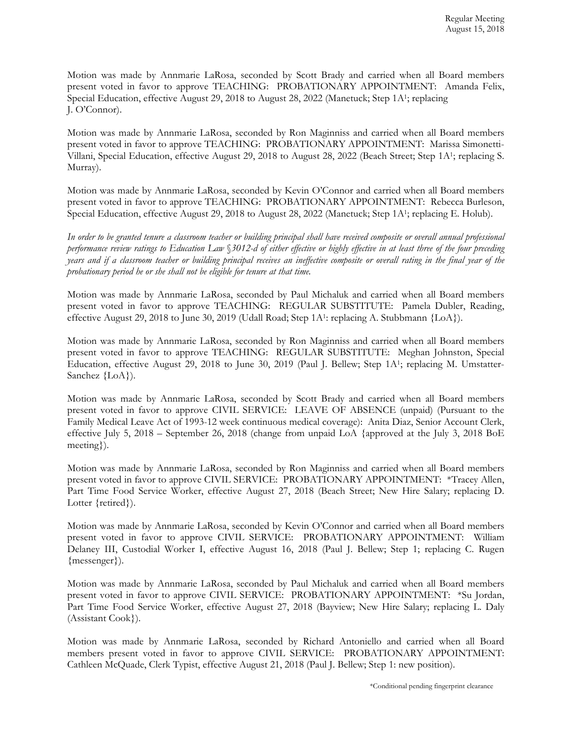Motion was made by Annmarie LaRosa, seconded by Scott Brady and carried when all Board members present voted in favor to approve TEACHING: PROBATIONARY APPOINTMENT: Amanda Felix, Special Education, effective August 29, 2018 to August 28, 2022 (Manetuck; Step 1A[1]; replacing J. O'Connor).

Motion was made by Annmarie LaRosa, seconded by Ron Maginniss and carried when all Board members present voted in favor to approve TEACHING: PROBATIONARY APPOINTMENT: Marissa Simonetti-Villani, Special Education, effective August 29, 2018 to August 28, 2022 (Beach Street; Step 1A[1]; replacing S. Murray).

Motion was made by Annmarie LaRosa, seconded by Kevin O'Connor and carried when all Board members present voted in favor to approve TEACHING: PROBATIONARY APPOINTMENT: Rebecca Burleson, Special Education, effective August 29, 2018 to August 28, 2022 (Manetuck; Step 1A[1]; replacing E. Holub).

*In order to be granted tenure a classroom teacher or building principal shall have received composite or overall annual professional performance review ratings to Education Law §3012-d of either effective or highly effective in at least three of the four preceding years and if a classroom teacher or building principal receives an ineffective composite or overall rating in the final year of the probationary period he or she shall not be eligible for tenure at that time.*

Motion was made by Annmarie LaRosa, seconded by Paul Michaluk and carried when all Board members present voted in favor to approve TEACHING: REGULAR SUBSTITUTE: Pamela Dubler, Reading, effective August 29, 2018 to June 30, 2019 (Udall Road; Step 1A[1]: replacing A. Stubbmann {LoA}).

Motion was made by Annmarie LaRosa, seconded by Ron Maginniss and carried when all Board members present voted in favor to approve TEACHING: REGULAR SUBSTITUTE: Meghan Johnston, Special Education, effective August 29, 2018 to June 30, 2019 (Paul J. Bellew; Step 1A[1]; replacing M. Umstatter-Sanchez {LoA}).

Motion was made by Annmarie LaRosa, seconded by Scott Brady and carried when all Board members present voted in favor to approve CIVIL SERVICE: LEAVE OF ABSENCE (unpaid) (Pursuant to the Family Medical Leave Act of 1993-12 week continuous medical coverage): Anita Diaz, Senior Account Clerk, effective July 5, 2018 – September 26, 2018 (change from unpaid LoA {approved at the July 3, 2018 BoE meeting}).

Motion was made by Annmarie LaRosa, seconded by Ron Maginniss and carried when all Board members present voted in favor to approve CIVIL SERVICE: PROBATIONARY APPOINTMENT: *Tracey Allen, Part Time Food Service Worker, effective August 27, 2018 (Beach Street; New Hire Salary; replacing D. Lotter {retired}).

Motion was made by Annmarie LaRosa, seconded by Kevin O'Connor and carried when all Board members present voted in favor to approve CIVIL SERVICE: PROBATIONARY APPOINTMENT: William Delaney III, Custodial Worker I, effective August 16, 2018 (Paul J. Bellew; Step 1; replacing C. Rugen {messenger}).

Motion was made by Annmarie LaRosa, seconded by Paul Michaluk and carried when all Board members present voted in favor to approve CIVIL SERVICE: PROBATIONARY APPOINTMENT: *Su Jordan, Part Time Food Service Worker, effective August 27, 2018 (Bayview; New Hire Salary; replacing L. Daly (Assistant Cook}).

Motion was made by Annmarie LaRosa, seconded by Richard Antoniello and carried when all Board members present voted in favor to approve CIVIL SERVICE: PROBATIONARY APPOINTMENT: Cathleen McQuade, Clerk Typist, effective August 21, 2018 (Paul J. Bellew; Step 1: new position).

*Conditional pending fingerprint clearance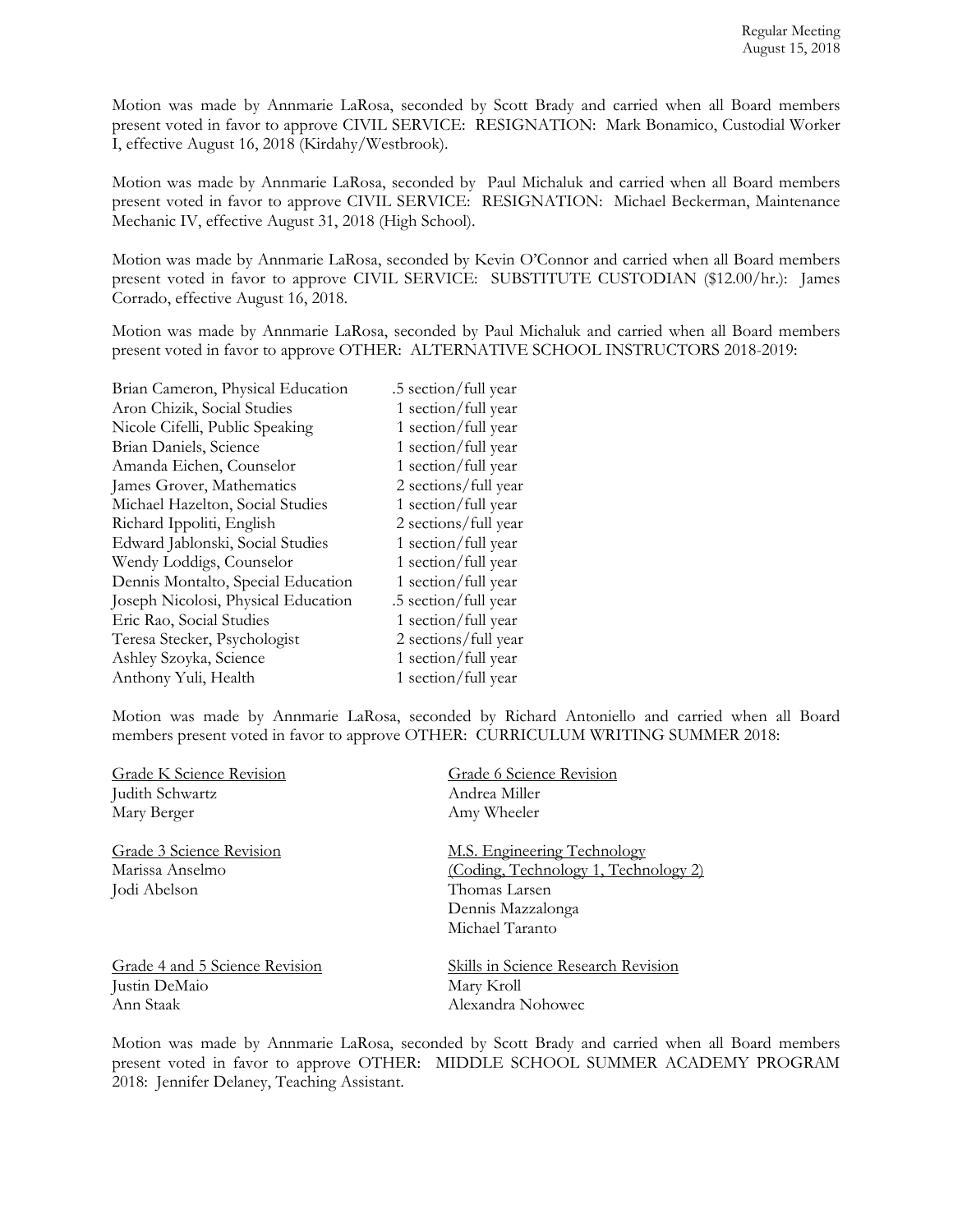Motion was made by Annmarie LaRosa, seconded by Scott Brady and carried when all Board members present voted in favor to approve CIVIL SERVICE: RESIGNATION: Mark Bonamico, Custodial Worker I, effective August 16, 2018 (Kirdahy/Westbrook).

Motion was made by Annmarie LaRosa, seconded by Paul Michaluk and carried when all Board members present voted in favor to approve CIVIL SERVICE: RESIGNATION: Michael Beckerman, Maintenance Mechanic IV, effective August 31, 2018 (High School).

Motion was made by Annmarie LaRosa, seconded by Kevin O'Connor and carried when all Board members present voted in favor to approve CIVIL SERVICE: SUBSTITUTE CUSTODIAN ($12.00/hr.): James Corrado, effective August 16, 2018.

Motion was made by Annmarie LaRosa, seconded by Paul Michaluk and carried when all Board members present voted in favor to approve OTHER: ALTERNATIVE SCHOOL INSTRUCTORS 2018-2019:

| | |
|---|---|
| Brian Cameron, Physical Education | .5 section/full year |
| Aron Chizik, Social Studies | 1 section/full year |
| Nicole Cifelli, Public Speaking | 1 section/full year |
| Brian Daniels, Science | 1 section/full year |
| Amanda Eichen, Counselor | 1 section/full year |
| James Grover, Mathematics | 2 sections/full year |
| Michael Hazelton, Social Studies | 1 section/full year |
| Richard Ippoliti, English | 2 sections/full year |
| Edward Jablonski, Social Studies | 1 section/full year |
| Wendy Loddigs, Counselor | 1 section/full year |
| Dennis Montalto, Special Education | 1 section/full year |
| Joseph Nicolosi, Physical Education | .5 section/full year |
| Eric Rao, Social Studies | 1 section/full year |
| Teresa Stecker, Psychologist | 2 sections/full year |
| Ashley Szoyka, Science | 1 section/full year |
| Anthony Yuli, Health | 1 section/full year |

Motion was made by Annmarie LaRosa, seconded by Richard Antoniello and carried when all Board members present voted in favor to approve OTHER: CURRICULUM WRITING SUMMER 2018:

<u>Grade K Science Revision</u>
Judith Schwartz
Mary Berger

<u>Grade 3 Science Revision</u>
Marissa Anselmo
Jodi Abelson

<u>Grade 4 and 5 Science Revision</u>
Justin DeMaio
Ann Staak

<u>Grade 6 Science Revision</u>
Andrea Miller
Amy Wheeler

<u>M.S. Engineering Technology</u>
<u>(Coding, Technology 1, Technology 2)</u>
Thomas Larsen
Dennis Mazzalonga
Michael Taranto

<u>Skills in Science Research Revision</u>
Mary Kroll
Alexandra Nohowec

Motion was made by Annmarie LaRosa, seconded by Scott Brady and carried when all Board members present voted in favor to approve OTHER: MIDDLE SCHOOL SUMMER ACADEMY PROGRAM 2018: Jennifer Delaney, Teaching Assistant.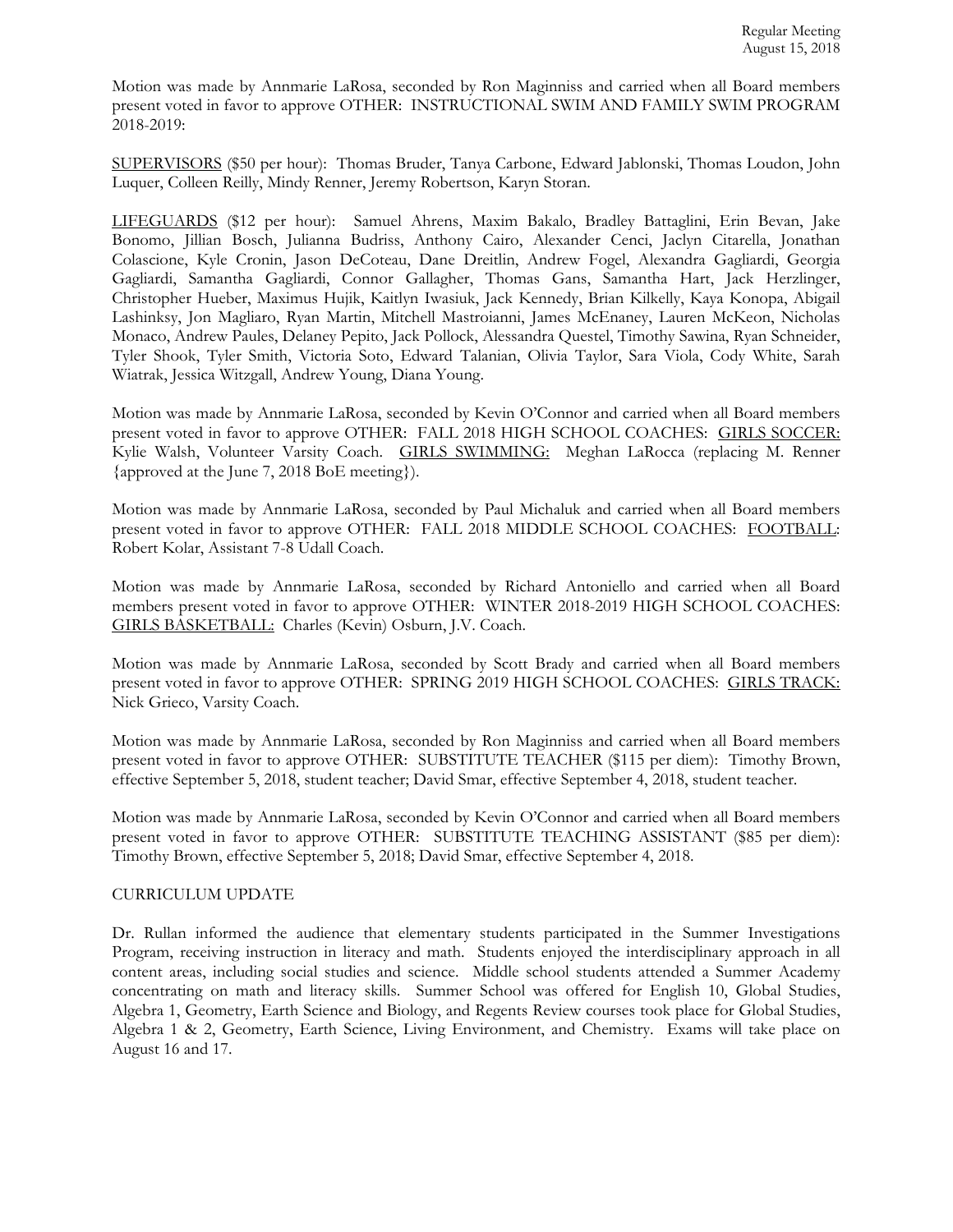Motion was made by Annmarie LaRosa, seconded by Ron Maginniss and carried when all Board members present voted in favor to approve OTHER: INSTRUCTIONAL SWIM AND FAMILY SWIM PROGRAM 2018-2019:

SUPERVISORS ($50 per hour): Thomas Bruder, Tanya Carbone, Edward Jablonski, Thomas Loudon, John Luquer, Colleen Reilly, Mindy Renner, Jeremy Robertson, Karyn Storan.

LIFEGUARDS ($12 per hour): Samuel Ahrens, Maxim Bakalo, Bradley Battaglini, Erin Bevan, Jake Bonomo, Jillian Bosch, Julianna Budriss, Anthony Cairo, Alexander Cenci, Jaclyn Citarella, Jonathan Colascione, Kyle Cronin, Jason DeCoteau, Dane Dreitlin, Andrew Fogel, Alexandra Gagliardi, Georgia Gagliardi, Samantha Gagliardi, Connor Gallagher, Thomas Gans, Samantha Hart, Jack Herzlinger, Christopher Hueber, Maximus Hujik, Kaitlyn Iwasiuk, Jack Kennedy, Brian Kilkelly, Kaya Konopa, Abigail Lashinksy, Jon Magliaro, Ryan Martin, Mitchell Mastroianni, James McEnaney, Lauren McKeon, Nicholas Monaco, Andrew Paules, Delaney Pepito, Jack Pollock, Alessandra Questel, Timothy Sawina, Ryan Schneider, Tyler Shook, Tyler Smith, Victoria Soto, Edward Talanian, Olivia Taylor, Sara Viola, Cody White, Sarah Wiatrak, Jessica Witzgall, Andrew Young, Diana Young.

Motion was made by Annmarie LaRosa, seconded by Kevin O'Connor and carried when all Board members present voted in favor to approve OTHER: FALL 2018 HIGH SCHOOL COACHES: GIRLS SOCCER: Kylie Walsh, Volunteer Varsity Coach. GIRLS SWIMMING: Meghan LaRocca (replacing M. Renner {approved at the June 7, 2018 BoE meeting}).

Motion was made by Annmarie LaRosa, seconded by Paul Michaluk and carried when all Board members present voted in favor to approve OTHER: FALL 2018 MIDDLE SCHOOL COACHES: FOOTBALL: Robert Kolar, Assistant 7-8 Udall Coach.

Motion was made by Annmarie LaRosa, seconded by Richard Antoniello and carried when all Board members present voted in favor to approve OTHER: WINTER 2018-2019 HIGH SCHOOL COACHES: GIRLS BASKETBALL: Charles (Kevin) Osburn, J.V. Coach.

Motion was made by Annmarie LaRosa, seconded by Scott Brady and carried when all Board members present voted in favor to approve OTHER: SPRING 2019 HIGH SCHOOL COACHES: GIRLS TRACK: Nick Grieco, Varsity Coach.

Motion was made by Annmarie LaRosa, seconded by Ron Maginniss and carried when all Board members present voted in favor to approve OTHER: SUBSTITUTE TEACHER ($115 per diem): Timothy Brown, effective September 5, 2018, student teacher; David Smar, effective September 4, 2018, student teacher.

Motion was made by Annmarie LaRosa, seconded by Kevin O'Connor and carried when all Board members present voted in favor to approve OTHER: SUBSTITUTE TEACHING ASSISTANT ($85 per diem): Timothy Brown, effective September 5, 2018; David Smar, effective September 4, 2018.

CURRICULUM UPDATE

Dr. Rullan informed the audience that elementary students participated in the Summer Investigations Program, receiving instruction in literacy and math. Students enjoyed the interdisciplinary approach in all content areas, including social studies and science. Middle school students attended a Summer Academy concentrating on math and literacy skills. Summer School was offered for English 10, Global Studies, Algebra 1, Geometry, Earth Science and Biology, and Regents Review courses took place for Global Studies, Algebra 1 & 2, Geometry, Earth Science, Living Environment, and Chemistry. Exams will take place on August 16 and 17.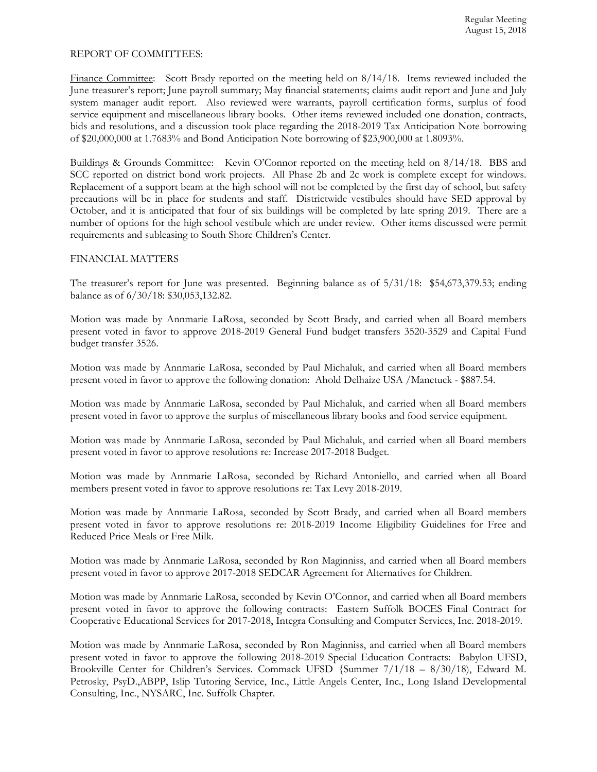REPORT OF COMMITTEES:

Finance Committee: Scott Brady reported on the meeting held on 8/14/18. Items reviewed included the June treasurer's report; June payroll summary; May financial statements; claims audit report and June and July system manager audit report. Also reviewed were warrants, payroll certification forms, surplus of food service equipment and miscellaneous library books. Other items reviewed included one donation, contracts, bids and resolutions, and a discussion took place regarding the 2018-2019 Tax Anticipation Note borrowing of $20,000,000 at 1.7683% and Bond Anticipation Note borrowing of $23,900,000 at 1.8093%.

Buildings & Grounds Committee: Kevin O'Connor reported on the meeting held on 8/14/18. BBS and SCC reported on district bond work projects. All Phase 2b and 2c work is complete except for windows. Replacement of a support beam at the high school will not be completed by the first day of school, but safety precautions will be in place for students and staff. Districtwide vestibules should have SED approval by October, and it is anticipated that four of six buildings will be completed by late spring 2019. There are a number of options for the high school vestibule which are under review. Other items discussed were permit requirements and subleasing to South Shore Children's Center.

FINANCIAL MATTERS

The treasurer's report for June was presented. Beginning balance as of 5/31/18: $54,673,379.53; ending balance as of 6/30/18: $30,053,132.82.

Motion was made by Annmarie LaRosa, seconded by Scott Brady, and carried when all Board members present voted in favor to approve 2018-2019 General Fund budget transfers 3520-3529 and Capital Fund budget transfer 3526.

Motion was made by Annmarie LaRosa, seconded by Paul Michaluk, and carried when all Board members present voted in favor to approve the following donation: Ahold Delhaize USA /Manetuck - $887.54.

Motion was made by Annmarie LaRosa, seconded by Paul Michaluk, and carried when all Board members present voted in favor to approve the surplus of miscellaneous library books and food service equipment.

Motion was made by Annmarie LaRosa, seconded by Paul Michaluk, and carried when all Board members present voted in favor to approve resolutions re: Increase 2017-2018 Budget.

Motion was made by Annmarie LaRosa, seconded by Richard Antoniello, and carried when all Board members present voted in favor to approve resolutions re: Tax Levy 2018-2019.

Motion was made by Annmarie LaRosa, seconded by Scott Brady, and carried when all Board members present voted in favor to approve resolutions re: 2018-2019 Income Eligibility Guidelines for Free and Reduced Price Meals or Free Milk.

Motion was made by Annmarie LaRosa, seconded by Ron Maginniss, and carried when all Board members present voted in favor to approve 2017-2018 SEDCAR Agreement for Alternatives for Children.

Motion was made by Annmarie LaRosa, seconded by Kevin O'Connor, and carried when all Board members present voted in favor to approve the following contracts: Eastern Suffolk BOCES Final Contract for Cooperative Educational Services for 2017-2018, Integra Consulting and Computer Services, Inc. 2018-2019.

Motion was made by Annmarie LaRosa, seconded by Ron Maginniss, and carried when all Board members present voted in favor to approve the following 2018-2019 Special Education Contracts: Babylon UFSD, Brookville Center for Children's Services. Commack UFSD {Summer 7/1/18 – 8/30/18), Edward M. Petrosky, PsyD.,ABPP, Islip Tutoring Service, Inc., Little Angels Center, Inc., Long Island Developmental Consulting, Inc., NYSARC, Inc. Suffolk Chapter.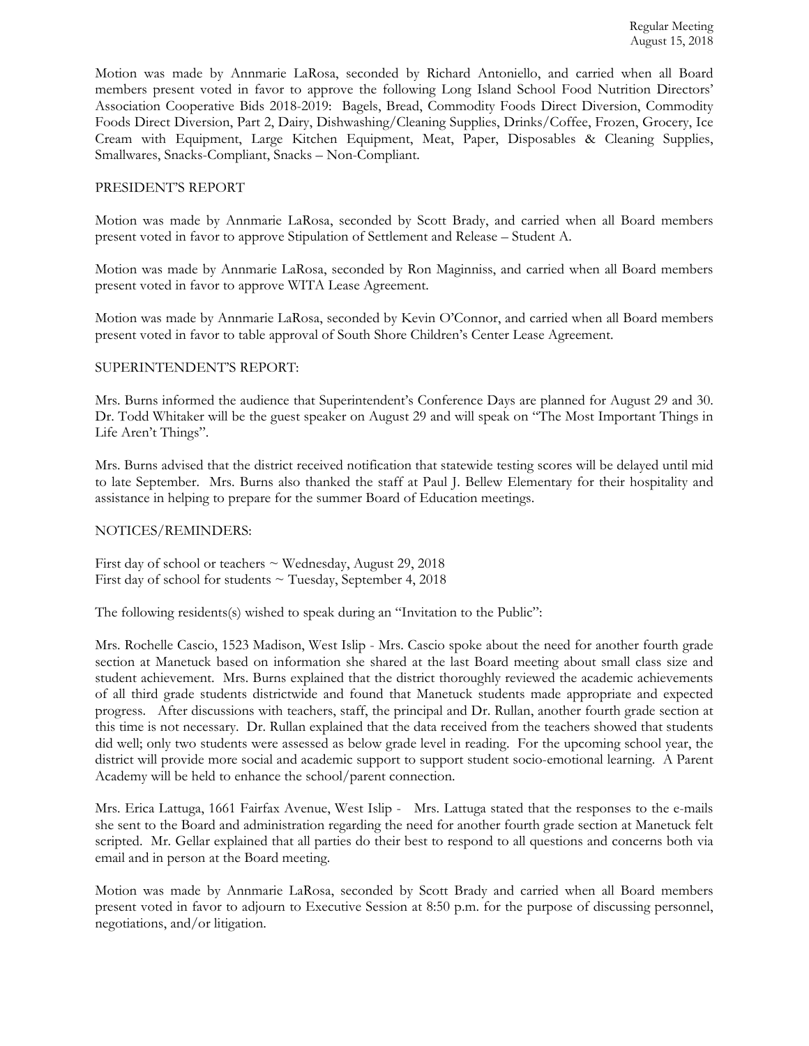Motion was made by Annmarie LaRosa, seconded by Richard Antoniello, and carried when all Board members present voted in favor to approve the following Long Island School Food Nutrition Directors' Association Cooperative Bids 2018-2019: Bagels, Bread, Commodity Foods Direct Diversion, Commodity Foods Direct Diversion, Part 2, Dairy, Dishwashing/Cleaning Supplies, Drinks/Coffee, Frozen, Grocery, Ice Cream with Equipment, Large Kitchen Equipment, Meat, Paper, Disposables & Cleaning Supplies, Smallwares, Snacks-Compliant, Snacks – Non-Compliant.

PRESIDENT'S REPORT

Motion was made by Annmarie LaRosa, seconded by Scott Brady, and carried when all Board members present voted in favor to approve Stipulation of Settlement and Release – Student A.

Motion was made by Annmarie LaRosa, seconded by Ron Maginniss, and carried when all Board members present voted in favor to approve WITA Lease Agreement.

Motion was made by Annmarie LaRosa, seconded by Kevin O'Connor, and carried when all Board members present voted in favor to table approval of South Shore Children's Center Lease Agreement.

SUPERINTENDENT'S REPORT:

Mrs. Burns informed the audience that Superintendent's Conference Days are planned for August 29 and 30. Dr. Todd Whitaker will be the guest speaker on August 29 and will speak on "The Most Important Things in Life Aren't Things".

Mrs. Burns advised that the district received notification that statewide testing scores will be delayed until mid to late September. Mrs. Burns also thanked the staff at Paul J. Bellew Elementary for their hospitality and assistance in helping to prepare for the summer Board of Education meetings.

NOTICES/REMINDERS:

First day of school or teachers ~ Wednesday, August 29, 2018
First day of school for students ~ Tuesday, September 4, 2018

The following residents(s) wished to speak during an "Invitation to the Public":

Mrs. Rochelle Cascio, 1523 Madison, West Islip - Mrs. Cascio spoke about the need for another fourth grade section at Manetuck based on information she shared at the last Board meeting about small class size and student achievement. Mrs. Burns explained that the district thoroughly reviewed the academic achievements of all third grade students districtwide and found that Manetuck students made appropriate and expected progress. After discussions with teachers, staff, the principal and Dr. Rullan, another fourth grade section at this time is not necessary. Dr. Rullan explained that the data received from the teachers showed that students did well; only two students were assessed as below grade level in reading. For the upcoming school year, the district will provide more social and academic support to support student socio-emotional learning. A Parent Academy will be held to enhance the school/parent connection.

Mrs. Erica Lattuga, 1661 Fairfax Avenue, West Islip - Mrs. Lattuga stated that the responses to the e-mails she sent to the Board and administration regarding the need for another fourth grade section at Manetuck felt scripted. Mr. Gellar explained that all parties do their best to respond to all questions and concerns both via email and in person at the Board meeting.

Motion was made by Annmarie LaRosa, seconded by Scott Brady and carried when all Board members present voted in favor to adjourn to Executive Session at 8:50 p.m. for the purpose of discussing personnel, negotiations, and/or litigation.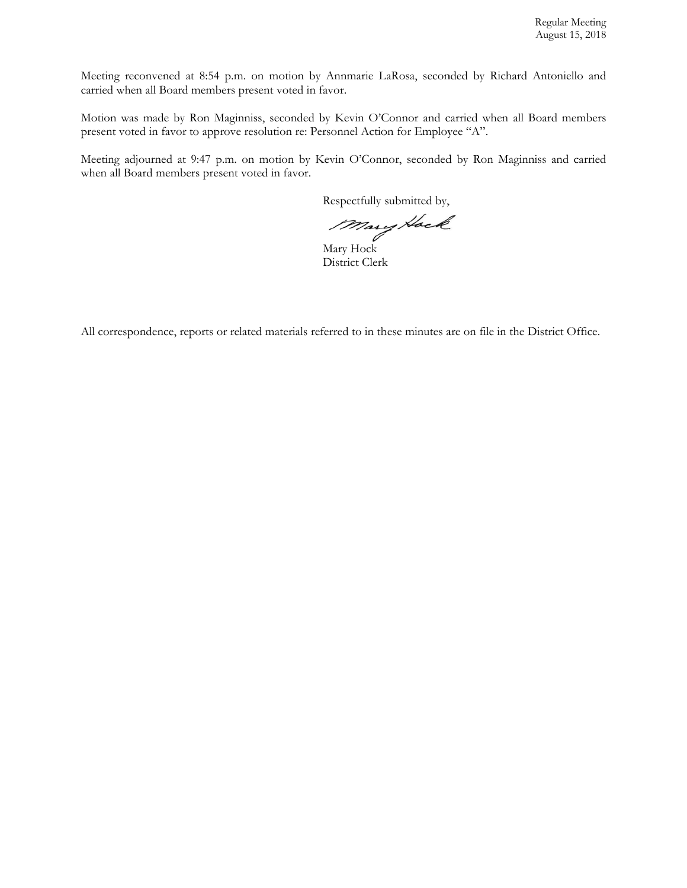Meeting reconvened at 8:54 p.m. on motion by Annmarie LaRosa, seconded by Richard Antoniello and carried when all Board members present voted in favor.

Motion was made by Ron Maginniss, seconded by Kevin O'Connor and carried when all Board members present voted in favor to approve resolution re: Personnel Action for Employee "A".

Meeting adjourned at 9:47 p.m. on motion by Kevin O'Connor, seconded by Ron Maginniss and carried when all Board members present voted in favor.

Respectfully submitted by,

Mary Hock

Mary Hock
District Clerk

All correspondence, reports or related materials referred to in these minutes are on file in the District Office.